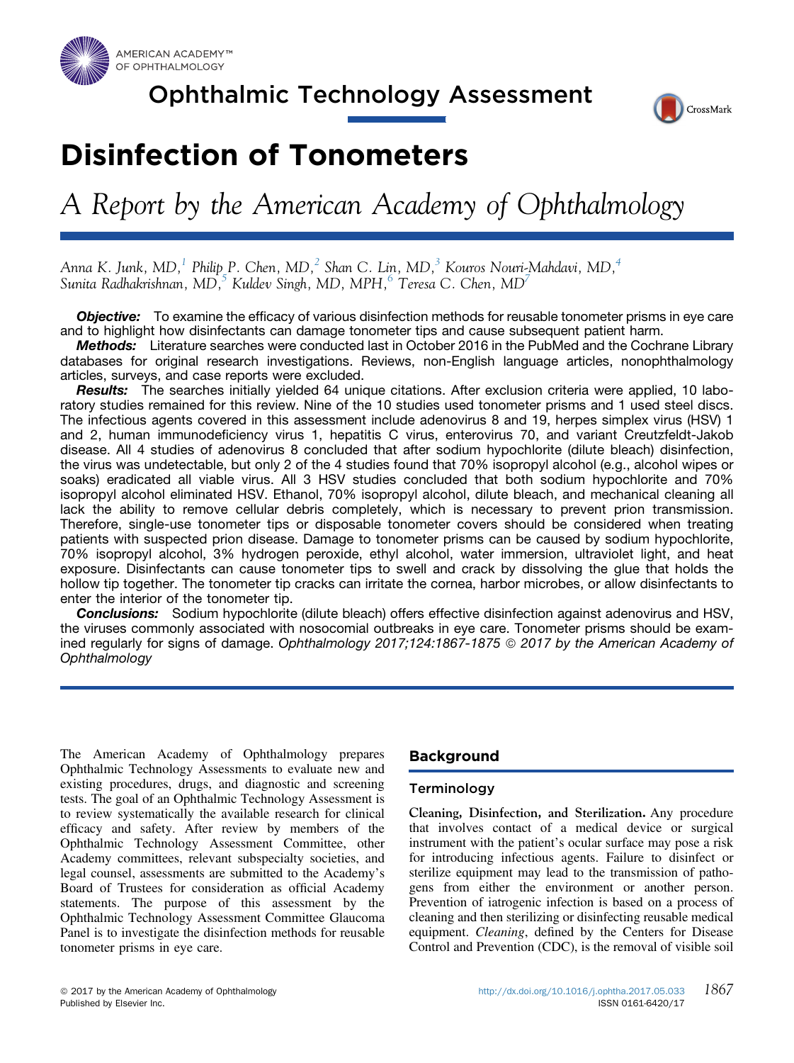Ophthalmic Technology Assessment

# Disinfection of Tonometers

## A Report by the American Academy of Ophthalmology

*Anna K. Junk, MD,[1] Philip P. Chen, MD,[2] Shan C. Lin, MD,[3] Kouros Nouri-Mahdavi, MD,[4] Sunita Radhakrishnan, MD,[5] Kuldev Singh, MD, MPH,[6] Teresa C. Chen, MD[7]*

***Objective:*** To examine the efficacy of various disinfection methods for reusable tonometer prisms in eye care and to highlight how disinfectants can damage tonometer tips and cause subsequent patient harm.

***Methods:*** Literature searches were conducted last in October 2016 in the PubMed and the Cochrane Library databases for original research investigations. Reviews, non-English language articles, nonophthalmology articles, surveys, and case reports were excluded.

***Results:*** The searches initially yielded 64 unique citations. After exclusion criteria were applied, 10 laboratory studies remained for this review. Nine of the 10 studies used tonometer prisms and 1 used steel discs. The infectious agents covered in this assessment include adenovirus 8 and 19, herpes simplex virus (HSV) 1 and 2, human immunodeficiency virus 1, hepatitis C virus, enterovirus 70, and variant Creutzfeldt-Jakob disease. All 4 studies of adenovirus 8 concluded that after sodium hypochlorite (dilute bleach) disinfection, the virus was undetectable, but only 2 of the 4 studies found that 70% isopropyl alcohol (e.g., alcohol wipes or soaks) eradicated all viable virus. All 3 HSV studies concluded that both sodium hypochlorite and 70% isopropyl alcohol eliminated HSV. Ethanol, 70% isopropyl alcohol, dilute bleach, and mechanical cleaning all lack the ability to remove cellular debris completely, which is necessary to prevent prion transmission. Therefore, single-use tonometer tips or disposable tonometer covers should be considered when treating patients with suspected prion disease. Damage to tonometer prisms can be caused by sodium hypochlorite, 70% isopropyl alcohol, 3% hydrogen peroxide, ethyl alcohol, water immersion, ultraviolet light, and heat exposure. Disinfectants can cause tonometer tips to swell and crack by dissolving the glue that holds the hollow tip together. The tonometer tip cracks can irritate the cornea, harbor microbes, or allow disinfectants to enter the interior of the tonometer tip.

***Conclusions:*** Sodium hypochlorite (dilute bleach) offers effective disinfection against adenovirus and HSV, the viruses commonly associated with nosocomial outbreaks in eye care. Tonometer prisms should be examined regularly for signs of damage. *Ophthalmology 2017;124:1867-1875 © 2017 by the American Academy of Ophthalmology*

The American Academy of Ophthalmology prepares Ophthalmic Technology Assessments to evaluate new and existing procedures, drugs, and diagnostic and screening tests. The goal of an Ophthalmic Technology Assessment is to review systematically the available research for clinical efficacy and safety. After review by members of the Ophthalmic Technology Assessment Committee, other Academy committees, relevant subspecialty societies, and legal counsel, assessments are submitted to the Academy's Board of Trustees for consideration as official Academy statements. The purpose of this assessment by the Ophthalmic Technology Assessment Committee Glaucoma Panel is to investigate the disinfection methods for reusable tonometer prisms in eye care.

## Background

### Terminology

**Cleaning, Disinfection, and Sterilization.** Any procedure that involves contact of a medical device or surgical instrument with the patient's ocular surface may pose a risk for introducing infectious agents. Failure to disinfect or sterilize equipment may lead to the transmission of pathogens from either the environment or another person. Prevention of iatrogenic infection is based on a process of cleaning and then sterilizing or disinfecting reusable medical equipment. *Cleaning*, defined by the Centers for Disease Control and Prevention (CDC), is the removal of visible soil

© 2017 by the American Academy of Ophthalmology
Published by Elsevier Inc.

http://dx.doi.org/10.1016/j.ophtha.2017.05.033
ISSN 0161-6420/17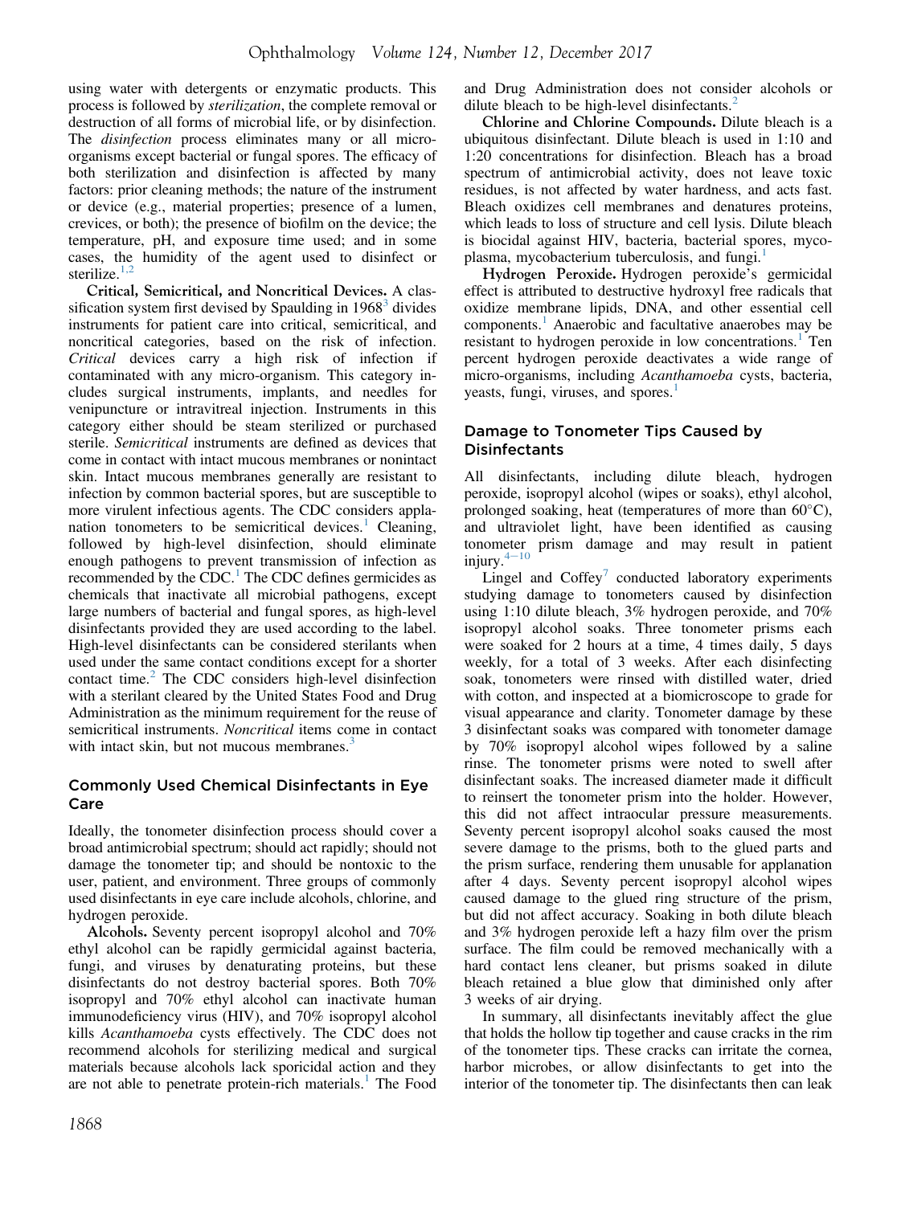using water with detergents or enzymatic products. This process is followed by *sterilization*, the complete removal or destruction of all forms of microbial life, or by disinfection. The *disinfection* process eliminates many or all micro-organisms except bacterial or fungal spores. The efficacy of both sterilization and disinfection is affected by many factors: prior cleaning methods; the nature of the instrument or device (e.g., material properties; presence of a lumen, crevices, or both); the presence of biofilm on the device; the temperature, pH, and exposure time used; and in some cases, the humidity of the agent used to disinfect or sterilize.[1,2]

**Critical, Semicritical, and Noncritical Devices.** A classification system first devised by Spaulding in 1968[3] divides instruments for patient care into critical, semicritical, and noncritical categories, based on the risk of infection. *Critical* devices carry a high risk of infection if contaminated with any micro-organism. This category includes surgical instruments, implants, and needles for venipuncture or intravitreal injection. Instruments in this category either should be steam sterilized or purchased sterile. *Semicritical* instruments are defined as devices that come in contact with intact mucous membranes or nonintact skin. Intact mucous membranes generally are resistant to infection by common bacterial spores, but are susceptible to more virulent infectious agents. The CDC considers applanation tonometers to be semicritical devices.[1] Cleaning, followed by high-level disinfection, should eliminate enough pathogens to prevent transmission of infection as recommended by the CDC.[1] The CDC defines germicides as chemicals that inactivate all microbial pathogens, except large numbers of bacterial and fungal spores, as high-level disinfectants provided they are used according to the label. High-level disinfectants can be considered sterilants when used under the same contact conditions except for a shorter contact time.[2] The CDC considers high-level disinfection with a sterilant cleared by the United States Food and Drug Administration as the minimum requirement for the reuse of semicritical instruments. *Noncritical* items come in contact with intact skin, but not mucous membranes.[3]

## Commonly Used Chemical Disinfectants in Eye Care

Ideally, the tonometer disinfection process should cover a broad antimicrobial spectrum; should act rapidly; should not damage the tonometer tip; and should be nontoxic to the user, patient, and environment. Three groups of commonly used disinfectants in eye care include alcohols, chlorine, and hydrogen peroxide.

**Alcohols.** Seventy percent isopropyl alcohol and 70% ethyl alcohol can be rapidly germicidal against bacteria, fungi, and viruses by denaturating proteins, but these disinfectants do not destroy bacterial spores. Both 70% isopropyl and 70% ethyl alcohol can inactivate human immunodeficiency virus (HIV), and 70% isopropyl alcohol kills *Acanthamoeba* cysts effectively. The CDC does not recommend alcohols for sterilizing medical and surgical materials because alcohols lack sporicidal action and they are not able to penetrate protein-rich materials.[1] The Food and Drug Administration does not consider alcohols or dilute bleach to be high-level disinfectants.[2]

**Chlorine and Chlorine Compounds.** Dilute bleach is a ubiquitous disinfectant. Dilute bleach is used in 1:10 and 1:20 concentrations for disinfection. Bleach has a broad spectrum of antimicrobial activity, does not leave toxic residues, is not affected by water hardness, and acts fast. Bleach oxidizes cell membranes and denatures proteins, which leads to loss of structure and cell lysis. Dilute bleach is biocidal against HIV, bacteria, bacterial spores, mycoplasma, mycobacterium tuberculosis, and fungi.[1]

**Hydrogen Peroxide.** Hydrogen peroxide's germicidal effect is attributed to destructive hydroxyl free radicals that oxidize membrane lipids, DNA, and other essential cell components.[1] Anaerobic and facultative anaerobes may be resistant to hydrogen peroxide in low concentrations.[1] Ten percent hydrogen peroxide deactivates a wide range of micro-organisms, including *Acanthamoeba* cysts, bacteria, yeasts, fungi, viruses, and spores.[1]

## Damage to Tonometer Tips Caused by Disinfectants

All disinfectants, including dilute bleach, hydrogen peroxide, isopropyl alcohol (wipes or soaks), ethyl alcohol, prolonged soaking, heat (temperatures of more than 60°C), and ultraviolet light, have been identified as causing tonometer prism damage and may result in patient injury.[4-10]

Lingel and Coffey[7] conducted laboratory experiments studying damage to tonometers caused by disinfection using 1:10 dilute bleach, 3% hydrogen peroxide, and 70% isopropyl alcohol soaks. Three tonometer prisms each were soaked for 2 hours at a time, 4 times daily, 5 days weekly, for a total of 3 weeks. After each disinfecting soak, tonometers were rinsed with distilled water, dried with cotton, and inspected at a biomicroscope to grade for visual appearance and clarity. Tonometer damage by these 3 disinfectant soaks was compared with tonometer damage by 70% isopropyl alcohol wipes followed by a saline rinse. The tonometer prisms were noted to swell after disinfectant soaks. The increased diameter made it difficult to reinsert the tonometer prism into the holder. However, this did not affect intraocular pressure measurements. Seventy percent isopropyl alcohol soaks caused the most severe damage to the prisms, both to the glued parts and the prism surface, rendering them unusable for applanation after 4 days. Seventy percent isopropyl alcohol wipes caused damage to the glued ring structure of the prism, but did not affect accuracy. Soaking in both dilute bleach and 3% hydrogen peroxide left a hazy film over the prism surface. The film could be removed mechanically with a hard contact lens cleaner, but prisms soaked in dilute bleach retained a blue glow that diminished only after 3 weeks of air drying.

In summary, all disinfectants inevitably affect the glue that holds the hollow tip together and cause cracks in the rim of the tonometer tips. These cracks can irritate the cornea, harbor microbes, or allow disinfectants to get into the interior of the tonometer tip. The disinfectants then can leak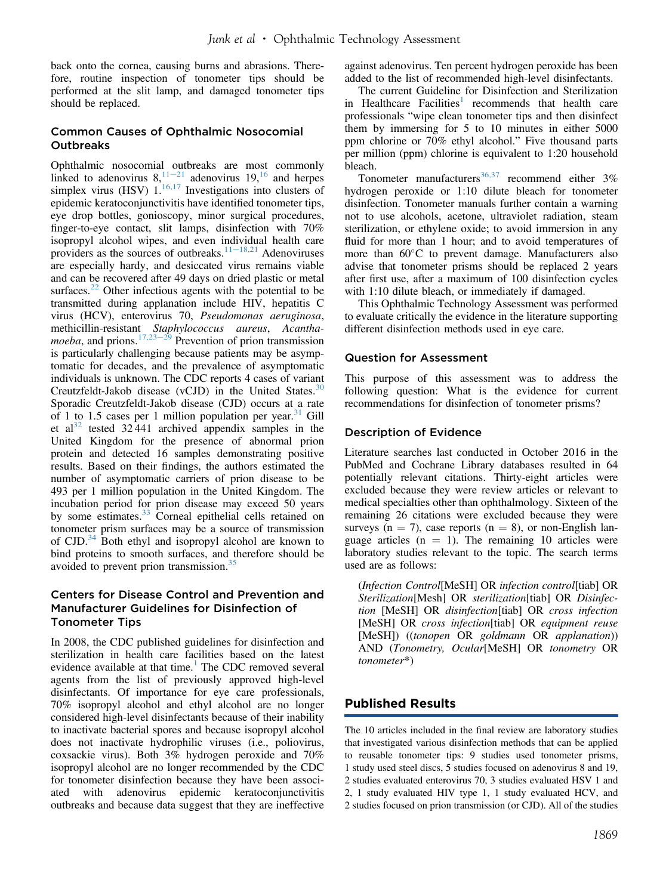back onto the cornea, causing burns and abrasions. Therefore, routine inspection of tonometer tips should be performed at the slit lamp, and damaged tonometer tips should be replaced.

### Common Causes of Ophthalmic Nosocomial Outbreaks

Ophthalmic nosocomial outbreaks are most commonly linked to adenovirus 8,[11–21] adenovirus 19,[16] and herpes simplex virus (HSV) 1.[16,17] Investigations into clusters of epidemic keratoconjunctivitis have identified tonometer tips, eye drop bottles, gonioscopy, minor surgical procedures, finger-to-eye contact, slit lamps, disinfection with 70% isopropyl alcohol wipes, and even individual health care providers as the sources of outbreaks.[11–18,21] Adenoviruses are especially hardy, and desiccated virus remains viable and can be recovered after 49 days on dried plastic or metal surfaces.[22] Other infectious agents with the potential to be transmitted during applanation include HIV, hepatitis C virus (HCV), enterovirus 70, *Pseudomonas aeruginosa*, methicillin-resistant *Staphylococcus aureus*, *Acanthamoeba*, and prions.[17,23–29] Prevention of prion transmission is particularly challenging because patients may be asymptomatic for decades, and the prevalence of asymptomatic individuals is unknown. The CDC reports 4 cases of variant Creutzfeldt-Jakob disease (vCJD) in the United States.[30] Sporadic Creutzfeldt-Jakob disease (CJD) occurs at a rate of 1 to 1.5 cases per 1 million population per year.[31] Gill et al[32] tested 32 441 archived appendix samples in the United Kingdom for the presence of abnormal prion protein and detected 16 samples demonstrating positive results. Based on their findings, the authors estimated the number of asymptomatic carriers of prion disease to be 493 per 1 million population in the United Kingdom. The incubation period for prion disease may exceed 50 years by some estimates.[33] Corneal epithelial cells retained on tonometer prism surfaces may be a source of transmission of CJD.[34] Both ethyl and isopropyl alcohol are known to bind proteins to smooth surfaces, and therefore should be avoided to prevent prion transmission.[35]

### Centers for Disease Control and Prevention and Manufacturer Guidelines for Disinfection of Tonometer Tips

In 2008, the CDC published guidelines for disinfection and sterilization in health care facilities based on the latest evidence available at that time.[1] The CDC removed several agents from the list of previously approved high-level disinfectants. Of importance for eye care professionals, 70% isopropyl alcohol and ethyl alcohol are no longer considered high-level disinfectants because of their inability to inactivate bacterial spores and because isopropyl alcohol does not inactivate hydrophilic viruses (i.e., poliovirus, coxsackie virus). Both 3% hydrogen peroxide and 70% isopropyl alcohol are no longer recommended by the CDC for tonometer disinfection because they have been associated with adenovirus epidemic keratoconjunctivitis outbreaks and because data suggest that they are ineffective against adenovirus. Ten percent hydrogen peroxide has been added to the list of recommended high-level disinfectants.

The current Guideline for Disinfection and Sterilization in Healthcare Facilities[1] recommends that health care professionals "wipe clean tonometer tips and then disinfect them by immersing for 5 to 10 minutes in either 5000 ppm chlorine or 70% ethyl alcohol." Five thousand parts per million (ppm) chlorine is equivalent to 1:20 household bleach.

Tonometer manufacturers[36,37] recommend either 3% hydrogen peroxide or 1:10 dilute bleach for tonometer disinfection. Tonometer manuals further contain a warning not to use alcohols, acetone, ultraviolet radiation, steam sterilization, or ethylene oxide; to avoid immersion in any fluid for more than 1 hour; and to avoid temperatures of more than 60°C to prevent damage. Manufacturers also advise that tonometer prisms should be replaced 2 years after first use, after a maximum of 100 disinfection cycles with 1:10 dilute bleach, or immediately if damaged.

This Ophthalmic Technology Assessment was performed to evaluate critically the evidence in the literature supporting different disinfection methods used in eye care.

### Question for Assessment

This purpose of this assessment was to address the following question: What is the evidence for current recommendations for disinfection of tonometer prisms?

### Description of Evidence

Literature searches last conducted in October 2016 in the PubMed and Cochrane Library databases resulted in 64 potentially relevant citations. Thirty-eight articles were excluded because they were review articles or relevant to medical specialties other than ophthalmology. Sixteen of the remaining 26 citations were excluded because they were surveys (n = 7), case reports (n = 8), or non-English language articles (n = 1). The remaining 10 articles were laboratory studies relevant to the topic. The search terms used are as follows:

> (*Infection Control*[MeSH] OR *infection control*[tiab] OR *Sterilization*[Mesh] OR *sterilization*[tiab] OR *Disinfection* [MeSH] OR *disinfection*[tiab] OR *cross infection* [MeSH] OR *cross infection*[tiab] OR *equipment reuse* [MeSH]) ((*tonopen* OR *goldmann* OR *applanation*)) AND (*Tonometry, Ocular*[MeSH] OR *tonometry* OR *tonometer**)

## Published Results

The 10 articles included in the final review are laboratory studies that investigated various disinfection methods that can be applied to reusable tonometer tips: 9 studies used tonometer prisms, 1 study used steel discs, 5 studies focused on adenovirus 8 and 19, 2 studies evaluated enterovirus 70, 3 studies evaluated HSV 1 and 2, 1 study evaluated HIV type 1, 1 study evaluated HCV, and 2 studies focused on prion transmission (or CJD). All of the studies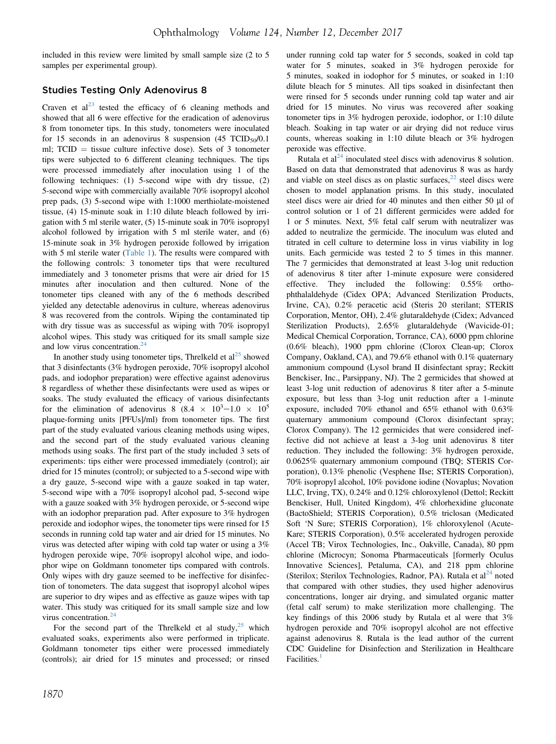included in this review were limited by small sample size (2 to 5 samples per experimental group).

## Studies Testing Only Adenovirus 8

Craven et al[23] tested the efficacy of 6 cleaning methods and showed that all 6 were effective for the eradication of adenovirus 8 from tonometer tips. In this study, tonometers were inoculated for 15 seconds in an adenovirus 8 suspension (45 $TCID_{50}$/0.1 ml; TCID = tissue culture infective dose). Sets of 3 tonometer tips were subjected to 6 different cleaning techniques. The tips were processed immediately after inoculation using 1 of the following techniques: (1) 5-second wipe with dry tissue, (2) 5-second wipe with commercially available 70% isopropyl alcohol prep pads, (3) 5-second wipe with 1:1000 merthiolate-moistened tissue, (4) 15-minute soak in 1:10 dilute bleach followed by irrigation with 5 ml sterile water, (5) 15-minute soak in 70% isopropyl alcohol followed by irrigation with 5 ml sterile water, and (6) 15-minute soak in 3% hydrogen peroxide followed by irrigation with 5 ml sterile water (Table 1). The results were compared with the following controls: 3 tonometer tips that were recultured immediately and 3 tonometer prisms that were air dried for 15 minutes after inoculation and then cultured. None of the tonometer tips cleaned with any of the 6 methods described yielded any detectable adenovirus in culture, whereas adenovirus 8 was recovered from the controls. Wiping the contaminated tip with dry tissue was as successful as wiping with 70% isopropyl alcohol wipes. This study was critiqued for its small sample size and low virus concentration.[24]

In another study using tonometer tips, Threlkeld et al[25] showed that 3 disinfectants (3% hydrogen peroxide, 70% isopropyl alcohol pads, and iodophor preparation) were effective against adenovirus 8 regardless of whether these disinfectants were used as wipes or soaks. The study evaluated the efficacy of various disinfectants for the elimination of adenovirus 8 ($8.4 \times 10^3 - 1.0 \times 10^5$ plaque-forming units [PFUs]/ml) from tonometer tips. The first part of the study evaluated various cleaning methods using wipes, and the second part of the study evaluated various cleaning methods using soaks. The first part of the study included 3 sets of experiments: tips either were processed immediately (control); air dried for 15 minutes (control); or subjected to a 5-second wipe with a dry gauze, 5-second wipe with a gauze soaked in tap water, 5-second wipe with a 70% isopropyl alcohol pad, 5-second wipe with a gauze soaked with 3% hydrogen peroxide, or 5-second wipe with an iodophor preparation pad. After exposure to 3% hydrogen peroxide and iodophor wipes, the tonometer tips were rinsed for 15 seconds in running cold tap water and air dried for 15 minutes. No virus was detected after wiping with cold tap water or using a 3% hydrogen peroxide wipe, 70% isopropyl alcohol wipe, and iodophor wipe on Goldmann tonometer tips compared with controls. Only wipes with dry gauze seemed to be ineffective for disinfection of tonometers. The data suggest that isopropyl alcohol wipes are superior to dry wipes and as effective as gauze wipes with tap water. This study was critiqued for its small sample size and low virus concentration.[24]

For the second part of the Threlkeld et al study,[25] which evaluated soaks, experiments also were performed in triplicate. Goldmann tonometer tips either were processed immediately (controls); air dried for 15 minutes and processed; or rinsed under running cold tap water for 5 seconds, soaked in cold tap water for 5 minutes, soaked in 3% hydrogen peroxide for 5 minutes, soaked in iodophor for 5 minutes, or soaked in 1:10 dilute bleach for 5 minutes. All tips soaked in disinfectant then were rinsed for 5 seconds under running cold tap water and air dried for 15 minutes. No virus was recovered after soaking tonometer tips in 3% hydrogen peroxide, iodophor, or 1:10 dilute bleach. Soaking in tap water or air drying did not reduce virus counts, whereas soaking in 1:10 dilute bleach or 3% hydrogen peroxide was effective.

Rutala et al[24] inoculated steel discs with adenovirus 8 solution. Based on data that demonstrated that adenovirus 8 was as hardy and viable on steel discs as on plastic surfaces,[22] steel discs were chosen to model applanation prisms. In this study, inoculated steel discs were air dried for 40 minutes and then either 50 μl of control solution or 1 of 21 different germicides were added for 1 or 5 minutes. Next, 5% fetal calf serum with neutralizer was added to neutralize the germicide. The inoculum was eluted and titrated in cell culture to determine loss in virus viability in log units. Each germicide was tested 2 to 5 times in this manner. The 7 germicides that demonstrated at least 3-log unit reduction of adenovirus 8 titer after 1-minute exposure were considered effective. They included the following: 0.55% ortho-phthalaldehyde (Cidex OPA; Advanced Sterilization Products, Irvine, CA), 0.2% peracetic acid (Steris 20 sterilant; STERIS Corporation, Mentor, OH), 2.4% glutaraldehyde (Cidex; Advanced Sterilization Products), 2.65% glutaraldehyde (Wavicide-01; Medical Chemical Corporation, Torrance, CA), 6000 ppm chlorine (0.6% bleach), 1900 ppm chlorine (Clorox Clean-up; Clorox Company, Oakland, CA), and 79.6% ethanol with 0.1% quaternary ammonium compound (Lysol brand II disinfectant spray; Reckitt Benckiser, Inc., Parsippany, NJ). The 2 germicides that showed at least 3-log unit reduction of adenovirus 8 titer after a 5-minute exposure, but less than 3-log unit reduction after a 1-minute exposure, included 70% ethanol and 65% ethanol with 0.63% quaternary ammonium compound (Clorox disinfectant spray; Clorox Company). The 12 germicides that were considered ineffective did not achieve at least a 3-log unit adenovirus 8 titer reduction. They included the following: 3% hydrogen peroxide, 0.0625% quaternary ammonium compound (TBQ; STERIS Corporation), 0.13% phenolic (Vesphene IIse; STERIS Corporation), 70% isopropyl alcohol, 10% povidone iodine (Novaplus; Novation LLC, Irving, TX), 0.24% and 0.12% chloroxylenol (Dettol; Reckitt Benckiser, Hull, United Kingdom), 4% chlorhexidine gluconate (BactoShield; STERIS Corporation), 0.5% triclosan (Medicated Soft 'N Sure; STERIS Corporation), 1% chloroxylenol (Acute-Kare; STERIS Corporation), 0.5% accelerated hydrogen peroxide (Accel TB; Virox Technologies, Inc., Oakville, Canada), 80 ppm chlorine (Microcyn; Sonoma Pharmaceuticals [formerly Oculus Innovative Sciences], Petaluma, CA), and 218 ppm chlorine (Sterilox; Sterilox Technologies, Radnor, PA). Rutala et al[24] noted that compared with other studies, they used higher adenovirus concentrations, longer air drying, and simulated organic matter (fetal calf serum) to make sterilization more challenging. The key findings of this 2006 study by Rutala et al were that 3% hydrogen peroxide and 70% isopropyl alcohol are not effective against adenovirus 8. Rutala is the lead author of the current CDC Guideline for Disinfection and Sterilization in Healthcare Facilities.[1]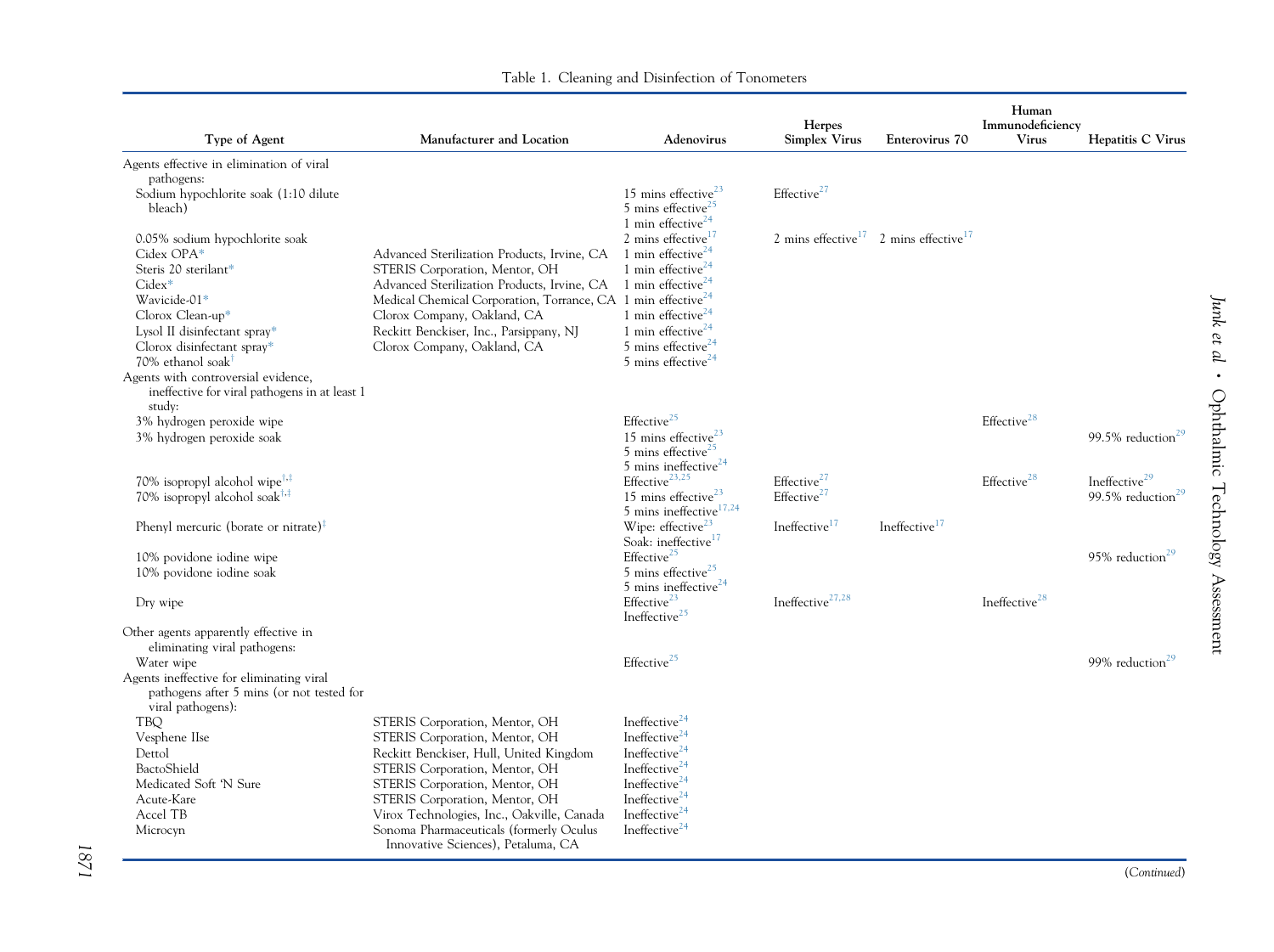Table 1. Cleaning and Disinfection of Tonometers

| Type of Agent | Manufacturer and Location | Adenovirus | Herpes Simplex Virus | Enterovirus 70 | Human Immunodeficiency Virus | Hepatitis C Virus |
|---|---|---|---|---|---|---|
| Agents effective in elimination of viral pathogens: | | | | | | |
| Sodium hypochlorite soak (1:10 dilute bleach) | | 15 mins effective[23]<br>5 mins effective[25]<br>1 min effective[24] | Effective[27] | | | |
| 0.05% sodium hypochlorite soak | | 2 mins effective[17] | 2 mins effective[17] | 2 mins effective[17] | | |
| Cidex OPA* | Advanced Sterilization Products, Irvine, CA | 1 min effective[24] | | | | |
| Steris 20 sterilant* | STERIS Corporation, Mentor, OH | 1 min effective[24] | | | | |
| Cidex* | Advanced Sterilization Products, Irvine, CA | 1 min effective[24] | | | | |
| Wavicide-01* | Medical Chemical Corporation, Torrance, CA | 1 min effective[24] | | | | |
| Clorox Clean-up* | Clorox Company, Oakland, CA | 1 min effective[24] | | | | |
| Lysol II disinfectant spray* | Reckitt Benckiser, Inc., Parsippany, NJ | 1 min effective[24] | | | | |
| Clorox disinfectant spray* | Clorox Company, Oakland, CA | 5 mins effective[24] | | | | |
| 70% ethanol soak† | | 5 mins effective[24] | | | | |
| Agents with controversial evidence, ineffective for viral pathogens in at least 1 study: | | | | | | |
| 3% hydrogen peroxide wipe | | Effective[25] | | | Effective[28] | |
| 3% hydrogen peroxide soak | | 15 mins effective[23]<br>5 mins effective[25]<br>5 mins ineffective[24] | | | | 99.5% reduction[29] |
| 70% isopropyl alcohol wipe†,‡ | | Effective[23,25] | Effective[27] | | Effective[28] | Ineffective[29] |
| 70% isopropyl alcohol soak†,‡ | | 15 mins effective[23]<br>5 mins ineffective[17,24] | Effective[27] | | | 99.5% reduction[29] |
| Phenyl mercuric (borate or nitrate)‡ | | Wipe: effective[23]<br>Soak: ineffective[17] | Ineffective[17] | Ineffective[17] | | |
| 10% povidone iodine wipe | | Effective[25] | | | | 95% reduction[29] |
| 10% povidone iodine soak | | 5 mins effective[25]<br>5 mins ineffective[24] | | | | |
| Dry wipe | | Effective[23]<br>Ineffective[25] | Ineffective[27,28] | | Ineffective[28] | |
| Other agents apparently effective in eliminating viral pathogens: | | | | | | |
| Water wipe | | Effective[25] | | | | 99% reduction[29] |
| Agents ineffective for eliminating viral pathogens after 5 mins (or not tested for viral pathogens): | | | | | | |
| TBQ | STERIS Corporation, Mentor, OH | Ineffective[24] | | | | |
| Vesphene IIse | STERIS Corporation, Mentor, OH | Ineffective[24] | | | | |
| Dettol | Reckitt Benckiser, Hull, United Kingdom | Ineffective[24] | | | | |
| BactoShield | STERIS Corporation, Mentor, OH | Ineffective[24] | | | | |
| Medicated Soft 'N Sure | STERIS Corporation, Mentor, OH | Ineffective[24] | | | | |
| Acute-Kare | STERIS Corporation, Mentor, OH | Ineffective[24] | | | | |
| Accel TB | Virox Technologies, Inc., Oakville, Canada | Ineffective[24] | | | | |
| Microcyn | Sonoma Pharmaceuticals (formerly Oculus Innovative Sciences), Petaluma, CA | Ineffective[24] | | | | |

(*Continued*)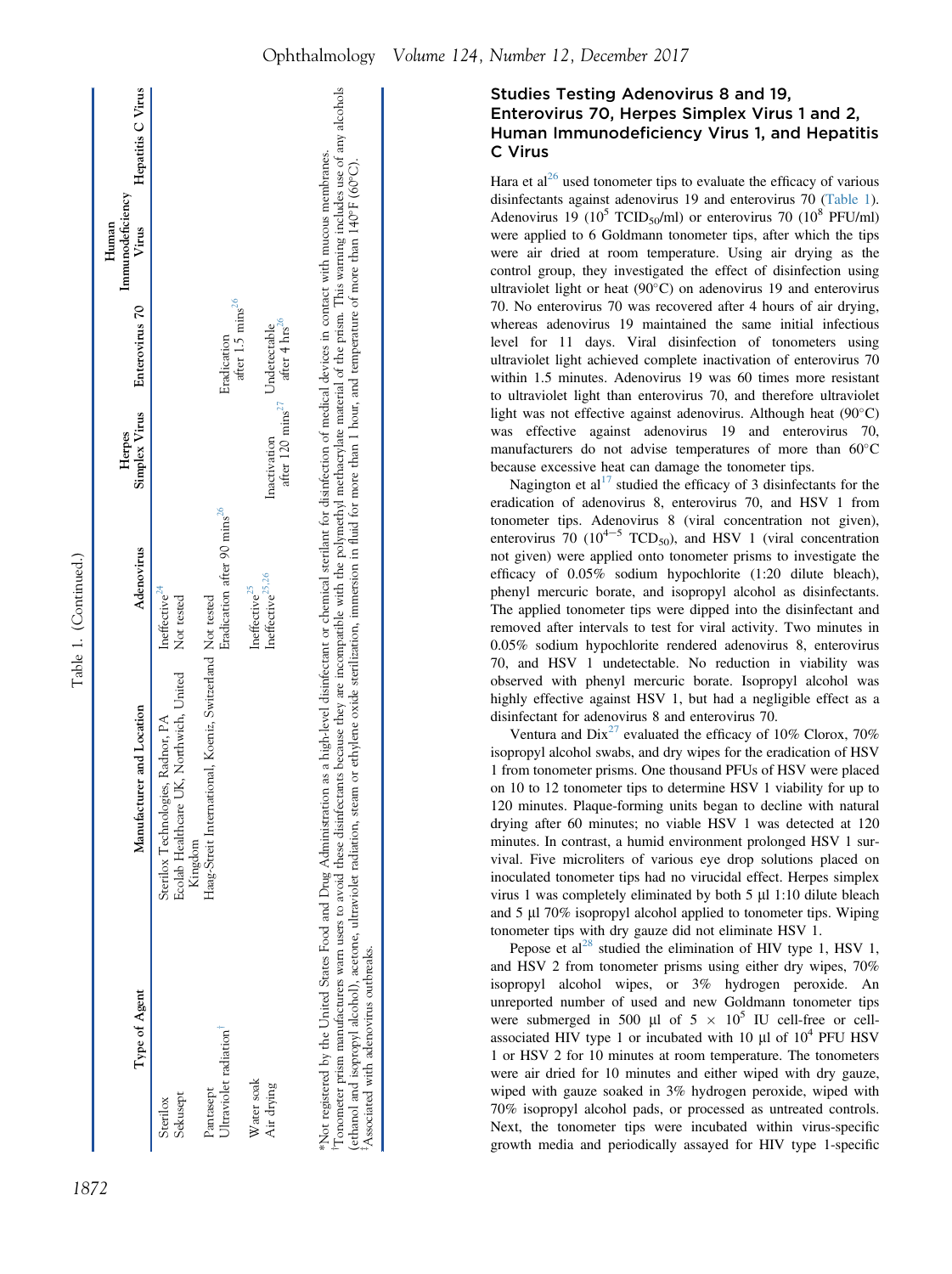Table 1. (Continued.)

| Type of Agent | Manufacturer and Location | Adenovirus | Herpes Simplex Virus | Enterovirus 70 | Human Immunodeficiency Virus | Hepatitis C Virus |
|---|---|---|---|---|---|---|
| Sterilox | Sterilox Technologies, Radnor, PA | Ineffective[24] | | | | |
| Sekusept | Ecolab Healthcare UK, Northwich, United Kingdom | Not tested | | | | |
| Pantasept | Haag-Streit International, Koeniz, Switzerland | Not tested | | | | |
| Ultraviolet radiation† | | Eradication after 90 mins[26] | | Eradication after 1.5 mins[26] | | |
| Water soak | | Ineffective[25] | | | | |
| Air drying | | Ineffective[25,26] | Inactivation after 120 mins[27] | Undetectable after 4 hrs[26] | | |

*Not registered by the United States Food and Drug Administration as a high-level disinfectant or chemical sterilant for disinfection of medical devices in contact with mucous membranes.
†Tonometer prism manufacturers warn users to avoid these disinfectants because they are incompatible with the polymethyl methacrylate material of the prism. This warning includes use of any alcohols (ethanol and isopropyl alcohol), acetone, ultraviolet radiation, steam or ethylene oxide sterilization, immersion in fluid for more than 1 hour, and temperature of more than 140°F (60°C).
‡Associated with adenovirus outbreaks.

## Studies Testing Adenovirus 8 and 19, Enterovirus 70, Herpes Simplex Virus 1 and 2, Human Immunodeficiency Virus 1, and Hepatitis C Virus

Hara et al[26] used tonometer tips to evaluate the efficacy of various disinfectants against adenovirus 19 and enterovirus 70 (Table 1). Adenovirus 19 ($10^5$ $TCID_{50}$/ml) or enterovirus 70 ($10^8$ PFU/ml) were applied to 6 Goldmann tonometer tips, after which the tips were air dried at room temperature. Using air drying as the control group, they investigated the effect of disinfection using ultraviolet light or heat (90°C) on adenovirus 19 and enterovirus 70. No enterovirus 70 was recovered after 4 hours of air drying, whereas adenovirus 19 maintained the same initial infectious level for 11 days. Viral disinfection of tonometers using ultraviolet light achieved complete inactivation of enterovirus 70 within 1.5 minutes. Adenovirus 19 was 60 times more resistant to ultraviolet light than enterovirus 70, and therefore ultraviolet light was not effective against adenovirus. Although heat (90°C) was effective against adenovirus 19 and enterovirus 70, manufacturers do not advise temperatures of more than 60°C because excessive heat can damage the tonometer tips.

Nagington et al[17] studied the efficacy of 3 disinfectants for the eradication of adenovirus 8, enterovirus 70, and HSV 1 from tonometer tips. Adenovirus 8 (viral concentration not given), enterovirus 70 ($10^{4-5}$ $TCD_{50}$), and HSV 1 (viral concentration not given) were applied onto tonometer prisms to investigate the efficacy of 0.05% sodium hypochlorite (1:20 dilute bleach), phenyl mercuric borate, and isopropyl alcohol as disinfectants. The applied tonometer tips were dipped into the disinfectant and removed after intervals to test for viral activity. Two minutes in 0.05% sodium hypochlorite rendered adenovirus 8, enterovirus 70, and HSV 1 undetectable. No reduction in viability was observed with phenyl mercuric borate. Isopropyl alcohol was highly effective against HSV 1, but had a negligible effect as a disinfectant for adenovirus 8 and enterovirus 70.

Ventura and Dix[27] evaluated the efficacy of 10% Clorox, 70% isopropyl alcohol swabs, and dry wipes for the eradication of HSV 1 from tonometer prisms. One thousand PFUs of HSV were placed on 10 to 12 tonometer tips to determine HSV 1 viability for up to 120 minutes. Plaque-forming units began to decline with natural drying after 60 minutes; no viable HSV 1 was detected at 120 minutes. In contrast, a humid environment prolonged HSV 1 survival. Five microliters of various eye drop solutions placed on inoculated tonometer tips had no virucidal effect. Herpes simplex virus 1 was completely eliminated by both 5 µl 1:10 dilute bleach and 5 µl 70% isopropyl alcohol applied to tonometer tips. Wiping tonometer tips with dry gauze did not eliminate HSV 1.

Pepose et al[28] studied the elimination of HIV type 1, HSV 1, and HSV 2 from tonometer prisms using either dry wipes, 70% isopropyl alcohol wipes, or 3% hydrogen peroxide. An unreported number of used and new Goldmann tonometer tips were submerged in 500 µl of $5 \times 10^5$ IU cell-free or cell-associated HIV type 1 or incubated with 10 µl of $10^4$ PFU HSV 1 or HSV 2 for 10 minutes at room temperature. The tonometers were air dried for 10 minutes and either wiped with dry gauze, wiped with gauze soaked in 3% hydrogen peroxide, wiped with 70% isopropyl alcohol pads, or processed as untreated controls. Next, the tonometer tips were incubated within virus-specific growth media and periodically assayed for HIV type 1-specific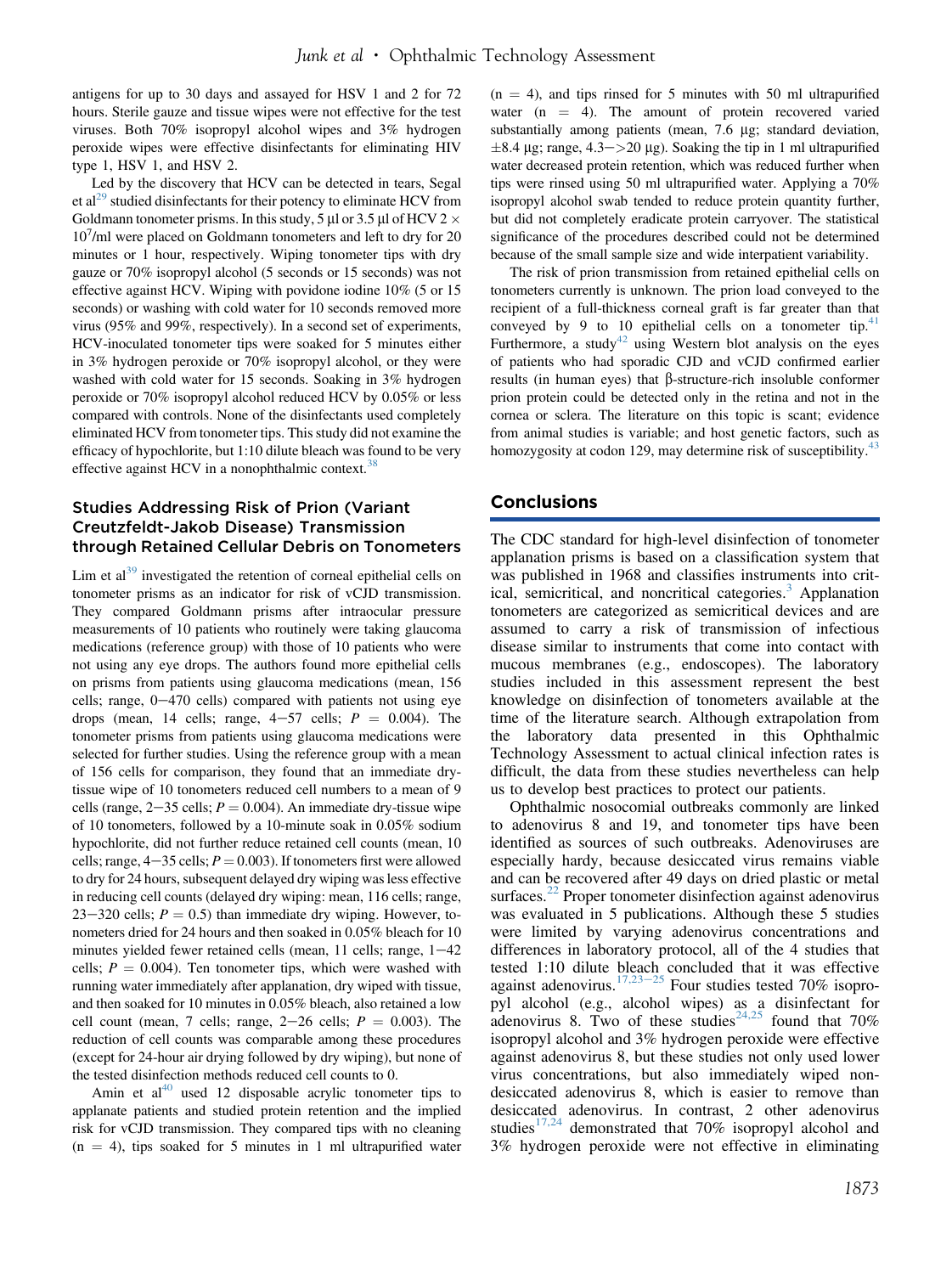antigens for up to 30 days and assayed for HSV 1 and 2 for 72 hours. Sterile gauze and tissue wipes were not effective for the test viruses. Both 70% isopropyl alcohol wipes and 3% hydrogen peroxide wipes were effective disinfectants for eliminating HIV type 1, HSV 1, and HSV 2.

Led by the discovery that HCV can be detected in tears, Segal et al[29] studied disinfectants for their potency to eliminate HCV from Goldmann tonometer prisms. In this study, 5 μl or 3.5 μl of HCV $2 \times 10^7$/ml were placed on Goldmann tonometers and left to dry for 20 minutes or 1 hour, respectively. Wiping tonometer tips with dry gauze or 70% isopropyl alcohol (5 seconds or 15 seconds) was not effective against HCV. Wiping with povidone iodine 10% (5 or 15 seconds) or washing with cold water for 10 seconds removed more virus (95% and 99%, respectively). In a second set of experiments, HCV-inoculated tonometer tips were soaked for 5 minutes either in 3% hydrogen peroxide or 70% isopropyl alcohol, or they were washed with cold water for 15 seconds. Soaking in 3% hydrogen peroxide or 70% isopropyl alcohol reduced HCV by 0.05% or less compared with controls. None of the disinfectants used completely eliminated HCV from tonometer tips. This study did not examine the efficacy of hypochlorite, but 1:10 dilute bleach was found to be very effective against HCV in a nonophthalmic context.[38]

### Studies Addressing Risk of Prion (Variant Creutzfeldt-Jakob Disease) Transmission through Retained Cellular Debris on Tonometers

Lim et al[39] investigated the retention of corneal epithelial cells on tonometer prisms as an indicator for risk of vCJD transmission. They compared Goldmann prisms after intraocular pressure measurements of 10 patients who routinely were taking glaucoma medications (reference group) with those of 10 patients who were not using any eye drops. The authors found more epithelial cells on prisms from patients using glaucoma medications (mean, 156 cells; range, 0−470 cells) compared with patients not using eye drops (mean, 14 cells; range, 4−57 cells; $P = 0.004$). The tonometer prisms from patients using glaucoma medications were selected for further studies. Using the reference group with a mean of 156 cells for comparison, they found that an immediate dry-tissue wipe of 10 tonometers reduced cell numbers to a mean of 9 cells (range, 2−35 cells; $P = 0.004$). An immediate dry-tissue wipe of 10 tonometers, followed by a 10-minute soak in 0.05% sodium hypochlorite, did not further reduce retained cell counts (mean, 10 cells; range, 4−35 cells; $P = 0.003$). If tonometers first were allowed to dry for 24 hours, subsequent delayed dry wiping was less effective in reducing cell counts (delayed dry wiping: mean, 116 cells; range, 23−320 cells; $P = 0.5$) than immediate dry wiping. However, tonometers dried for 24 hours and then soaked in 0.05% bleach for 10 minutes yielded fewer retained cells (mean, 11 cells; range, 1−42 cells; $P = 0.004$). Ten tonometer tips, which were washed with running water immediately after applanation, dry wiped with tissue, and then soaked for 10 minutes in 0.05% bleach, also retained a low cell count (mean, 7 cells; range, 2−26 cells; $P = 0.003$). The reduction of cell counts was comparable among these procedures (except for 24-hour air drying followed by dry wiping), but none of the tested disinfection methods reduced cell counts to 0.

Amin et al[40] used 12 disposable acrylic tonometer tips to applanate patients and studied protein retention and the implied risk for vCJD transmission. They compared tips with no cleaning (n = 4), tips soaked for 5 minutes in 1 ml ultrapurified water (n = 4), and tips rinsed for 5 minutes with 50 ml ultrapurified water (n = 4). The amount of protein recovered varied substantially among patients (mean, 7.6 μg; standard deviation, ±8.4 μg; range, 4.3−>20 μg). Soaking the tip in 1 ml ultrapurified water decreased protein retention, which was reduced further when tips were rinsed using 50 ml ultrapurified water. Applying a 70% isopropyl alcohol swab tended to reduce protein quantity further, but did not completely eradicate protein carryover. The statistical significance of the procedures described could not be determined because of the small sample size and wide interpatient variability.

The risk of prion transmission from retained epithelial cells on tonometers currently is unknown. The prion load conveyed to the recipient of a full-thickness corneal graft is far greater than that conveyed by 9 to 10 epithelial cells on a tonometer tip.[41] Furthermore, a study[42] using Western blot analysis on the eyes of patients who had sporadic CJD and vCJD confirmed earlier results (in human eyes) that β-structure-rich insoluble conformer prion protein could be detected only in the retina and not in the cornea or sclera. The literature on this topic is scant; evidence from animal studies is variable; and host genetic factors, such as homozygosity at codon 129, may determine risk of susceptibility.[43]

## Conclusions

The CDC standard for high-level disinfection of tonometer applanation prisms is based on a classification system that was published in 1968 and classifies instruments into critical, semicritical, and noncritical categories.[3] Applanation tonometers are categorized as semicritical devices and are assumed to carry a risk of transmission of infectious disease similar to instruments that come into contact with mucous membranes (e.g., endoscopes). The laboratory studies included in this assessment represent the best knowledge on disinfection of tonometers available at the time of the literature search. Although extrapolation from the laboratory data presented in this Ophthalmic Technology Assessment to actual clinical infection rates is difficult, the data from these studies nevertheless can help us to develop best practices to protect our patients.

Ophthalmic nosocomial outbreaks commonly are linked to adenovirus 8 and 19, and tonometer tips have been identified as sources of such outbreaks. Adenoviruses are especially hardy, because desiccated virus remains viable and can be recovered after 49 days on dried plastic or metal surfaces.[22] Proper tonometer disinfection against adenovirus was evaluated in 5 publications. Although these 5 studies were limited by varying adenovirus concentrations and differences in laboratory protocol, all of the 4 studies that tested 1:10 dilute bleach concluded that it was effective against adenovirus.[17,23−25] Four studies tested 70% isopropyl alcohol (e.g., alcohol wipes) as a disinfectant for adenovirus 8. Two of these studies[24,25] found that 70% isopropyl alcohol and 3% hydrogen peroxide were effective against adenovirus 8, but these studies not only used lower virus concentrations, but also immediately wiped non-desiccated adenovirus 8, which is easier to remove than desiccated adenovirus. In contrast, 2 other adenovirus studies[17,24] demonstrated that 70% isopropyl alcohol and 3% hydrogen peroxide were not effective in eliminating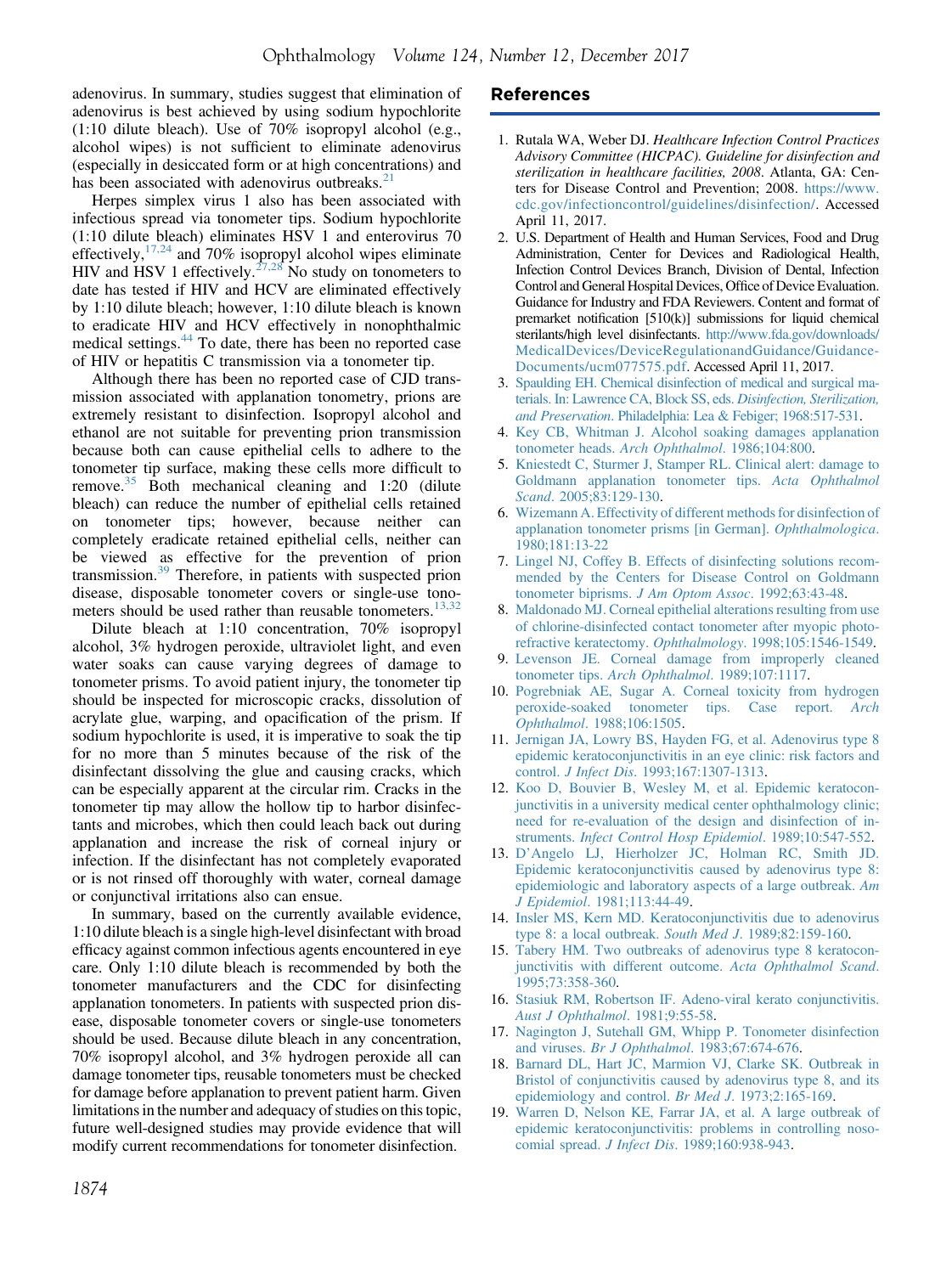adenovirus. In summary, studies suggest that elimination of adenovirus is best achieved by using sodium hypochlorite (1:10 dilute bleach). Use of 70% isopropyl alcohol (e.g., alcohol wipes) is not sufficient to eliminate adenovirus (especially in desiccated form or at high concentrations) and has been associated with adenovirus outbreaks.[21]

Herpes simplex virus 1 also has been associated with infectious spread via tonometer tips. Sodium hypochlorite (1:10 dilute bleach) eliminates HSV 1 and enterovirus 70 effectively,[17,24] and 70% isopropyl alcohol wipes eliminate HIV and HSV 1 effectively.[27,28] No study on tonometers to date has tested if HIV and HCV are eliminated effectively by 1:10 dilute bleach; however, 1:10 dilute bleach is known to eradicate HIV and HCV effectively in nonophthalmic medical settings.[44] To date, there has been no reported case of HIV or hepatitis C transmission via a tonometer tip.

Although there has been no reported case of CJD transmission associated with applanation tonometry, prions are extremely resistant to disinfection. Isopropyl alcohol and ethanol are not suitable for preventing prion transmission because both can cause epithelial cells to adhere to the tonometer tip surface, making these cells more difficult to remove.[35] Both mechanical cleaning and 1:20 (dilute bleach) can reduce the number of epithelial cells retained on tonometer tips; however, because neither can completely eradicate retained epithelial cells, neither can be viewed as effective for the prevention of prion transmission.[39] Therefore, in patients with suspected prion disease, disposable tonometer covers or single-use tonometers should be used rather than reusable tonometers.[13,32]

Dilute bleach at 1:10 concentration, 70% isopropyl alcohol, 3% hydrogen peroxide, ultraviolet light, and even water soaks can cause varying degrees of damage to tonometer prisms. To avoid patient injury, the tonometer tip should be inspected for microscopic cracks, dissolution of acrylate glue, warping, and opacification of the prism. If sodium hypochlorite is used, it is imperative to soak the tip for no more than 5 minutes because of the risk of the disinfectant dissolving the glue and causing cracks, which can be especially apparent at the circular rim. Cracks in the tonometer tip may allow the hollow tip to harbor disinfectants and microbes, which then could leach back out during applanation and increase the risk of corneal injury or infection. If the disinfectant has not completely evaporated or is not rinsed off thoroughly with water, corneal damage or conjunctival irritations also can ensue.

In summary, based on the currently available evidence, 1:10 dilute bleach is a single high-level disinfectant with broad efficacy against common infectious agents encountered in eye care. Only 1:10 dilute bleach is recommended by both the tonometer manufacturers and the CDC for disinfecting applanation tonometers. In patients with suspected prion disease, disposable tonometer covers or single-use tonometers should be used. Because dilute bleach in any concentration, 70% isopropyl alcohol, and 3% hydrogen peroxide all can damage tonometer tips, reusable tonometers must be checked for damage before applanation to prevent patient harm. Given limitations in the number and adequacy of studies on this topic, future well-designed studies may provide evidence that will modify current recommendations for tonometer disinfection.

## References

1. Rutala WA, Weber DJ. *Healthcare Infection Control Practices Advisory Committee (HICPAC). Guideline for disinfection and sterilization in healthcare facilities, 2008*. Atlanta, GA: Centers for Disease Control and Prevention; 2008. https://www.cdc.gov/infectioncontrol/guidelines/disinfection/. Accessed April 11, 2017.
2. U.S. Department of Health and Human Services, Food and Drug Administration, Center for Devices and Radiological Health, Infection Control Devices Branch, Division of Dental, Infection Control and General Hospital Devices, Office of Device Evaluation. Guidance for Industry and FDA Reviewers. Content and format of premarket notification [510(k)] submissions for liquid chemical sterilants/high level disinfectants. http://www.fda.gov/downloads/MedicalDevices/DeviceRegulationandGuidance/Guidance-Documents/ucm077575.pdf. Accessed April 11, 2017.
3. Spaulding EH. Chemical disinfection of medical and surgical materials. In: Lawrence CA, Block SS, eds. *Disinfection, Sterilization, and Preservation*. Philadelphia: Lea & Febiger; 1968:517-531.
4. Key CB, Whitman J. Alcohol soaking damages applanation tonometer heads. *Arch Ophthalmol*. 1986;104:800.
5. Kniestedt C, Sturmer J, Stamper RL. Clinical alert: damage to Goldmann applanation tonometer tips. *Acta Ophthalmol Scand*. 2005;83:129-130.
6. Wizemann A. Effectivity of different methods for disinfection of applanation tonometer prisms [in German]. *Ophthalmologica*. 1980;181:13-22
7. Lingel NJ, Coffey B. Effects of disinfecting solutions recommended by the Centers for Disease Control on Goldmann tonometer biprisms. *J Am Optom Assoc*. 1992;63:43-48.
8. Maldonado MJ. Corneal epithelial alterations resulting from use of chlorine-disinfected contact tonometer after myopic photorefractive keratectomy. *Ophthalmology*. 1998;105:1546-1549.
9. Levenson JE. Corneal damage from improperly cleaned tonometer tips. *Arch Ophthalmol*. 1989;107:1117.
10. Pogrebniak AE, Sugar A. Corneal toxicity from hydrogen peroxide-soaked tonometer tips. Case report. *Arch Ophthalmol*. 1988;106:1505.
11. Jernigan JA, Lowry BS, Hayden FG, et al. Adenovirus type 8 epidemic keratoconjunctivitis in an eye clinic: risk factors and control. *J Infect Dis*. 1993;167:1307-1313.
12. Koo D, Bouvier B, Wesley M, et al. Epidemic keratoconjunctivitis in a university medical center ophthalmology clinic; need for re-evaluation of the design and disinfection of instruments. *Infect Control Hosp Epidemiol*. 1989;10:547-552.
13. D'Angelo LJ, Hierholzer JC, Holman RC, Smith JD. Epidemic keratoconjunctivitis caused by adenovirus type 8: epidemiologic and laboratory aspects of a large outbreak. *Am J Epidemiol*. 1981;113:44-49.
14. Insler MS, Kern MD. Keratoconjunctivitis due to adenovirus type 8: a local outbreak. *South Med J*. 1989;82:159-160.
15. Tabery HM. Two outbreaks of adenovirus type 8 keratoconjunctivitis with different outcome. *Acta Ophthalmol Scand*. 1995;73:358-360.
16. Stasiuk RM, Robertson IF. Adeno-viral kerato conjunctivitis. *Aust J Ophthalmol*. 1981;9:55-58.
17. Nagington J, Sutehall GM, Whipp P. Tonometer disinfection and viruses. *Br J Ophthalmol*. 1983;67:674-676.
18. Barnard DL, Hart JC, Marmion VJ, Clarke SK. Outbreak in Bristol of conjunctivitis caused by adenovirus type 8, and its epidemiology and control. *Br Med J*. 1973;2:165-169.
19. Warren D, Nelson KE, Farrar JA, et al. A large outbreak of epidemic keratoconjunctivitis: problems in controlling nosocomial spread. *J Infect Dis*. 1989;160:938-943.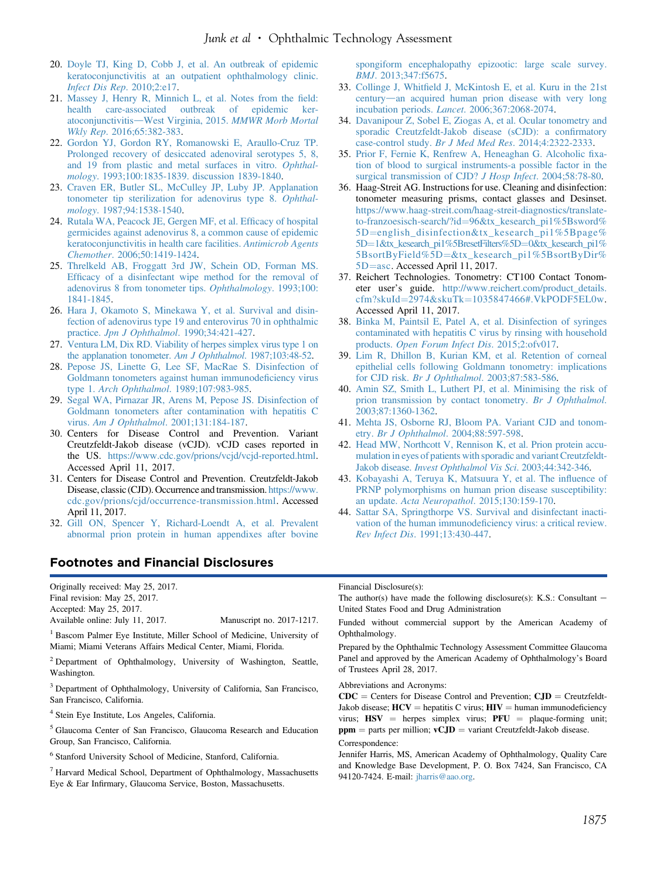20. Doyle TJ, King D, Cobb J, et al. An outbreak of epidemic keratoconjunctivitis at an outpatient ophthalmology clinic. *Infect Dis Rep*. 2010;2:e17.
21. Massey J, Henry R, Minnich L, et al. Notes from the field: health care-associated outbreak of epidemic keratoconjunctivitis—West Virginia, 2015. *MMWR Morb Mortal Wkly Rep*. 2016;65:382-383.
22. Gordon YJ, Gordon RY, Romanowski E, Araullo-Cruz TP. Prolonged recovery of desiccated adenoviral serotypes 5, 8, and 19 from plastic and metal surfaces in vitro. *Ophthalmology*. 1993;100:1835-1839. discussion 1839-1840.
23. Craven ER, Butler SL, McCulley JP, Luby JP. Applanation tonometer tip sterilization for adenovirus type 8. *Ophthalmology*. 1987;94:1538-1540.
24. Rutala WA, Peacock JE, Gergen MF, et al. Efficacy of hospital germicides against adenovirus 8, a common cause of epidemic keratoconjunctivitis in health care facilities. *Antimicrob Agents Chemother*. 2006;50:1419-1424.
25. Threlkeld AB, Froggatt 3rd JW, Schein OD, Forman MS. Efficacy of a disinfectant wipe method for the removal of adenovirus 8 from tonometer tips. *Ophthalmology*. 1993;100:1841-1845.
26. Hara J, Okamoto S, Minekawa Y, et al. Survival and disinfection of adenovirus type 19 and enterovirus 70 in ophthalmic practice. *Jpn J Ophthalmol*. 1990;34:421-427.
27. Ventura LM, Dix RD. Viability of herpes simplex virus type 1 on the applanation tonometer. *Am J Ophthalmol*. 1987;103:48-52.
28. Pepose JS, Linette G, Lee SF, MacRae S. Disinfection of Goldmann tonometers against human immunodeficiency virus type 1. *Arch Ophthalmol*. 1989;107:983-985.
29. Segal WA, Pirnazar JR, Arens M, Pepose JS. Disinfection of Goldmann tonometers after contamination with hepatitis C virus. *Am J Ophthalmol*. 2001;131:184-187.
30. Centers for Disease Control and Prevention. Variant Creutzfeldt-Jakob disease (vCJD). vCJD cases reported in the US. https://www.cdc.gov/prions/vcjd/vcjd-reported.html. Accessed April 11, 2017.
31. Centers for Disease Control and Prevention. Creutzfeldt-Jakob Disease, classic (CJD). Occurrence and transmission. https://www.cdc.gov/prions/cjd/occurrence-transmission.html. Accessed April 11, 2017.
32. Gill ON, Spencer Y, Richard-Loendt A, et al. Prevalent abnormal prion protein in human appendixes after bovine spongiform encephalopathy epizootic: large scale survey. *BMJ*. 2013;347:f5675.
33. Collinge J, Whitfield J, McKintosh E, et al. Kuru in the 21st century—an acquired human prion disease with very long incubation periods. *Lancet*. 2006;367:2068-2074.
34. Davanipour Z, Sobel E, Ziogas A, et al. Ocular tonometry and sporadic Creutzfeldt-Jakob disease (sCJD): a confirmatory case-control study. *Br J Med Med Res*. 2014;4:2322-2333.
35. Prior F, Fernie K, Renfrew A, Heneaghan G. Alcoholic fixation of blood to surgical instruments-a possible factor in the surgical transmission of CJD? *J Hosp Infect*. 2004;58:78-80.
36. Haag-Streit AG. Instructions for use. Cleaning and disinfection: tonometer measuring prisms, contact glasses and Desinset. https://www.haag-streit.com/haag-streit-diagnostics/translate-to-franzoesisch-search/?id=96&tx_kesearch_pi1%5Bsword%5D=english_disinfection&tx_kesearch_pi1%5Bpage%5D=1&tx_kesearch_pi1%5BresetFilters%5D=0&tx_kesearch_pi1%5BsortByField%5D=&tx_kesearch_pi1%5BsortByDir%5D=asc. Accessed April 11, 2017.
37. Reichert Technologies. Tonometry: CT100 Contact Tonometer user's guide. http://www.reichert.com/product_details.cfm?skuId=2974&skuTk=1035847466#.VkPODF5EL0w. Accessed April 11, 2017.
38. Binka M, Paintsil E, Patel A, et al. Disinfection of syringes contaminated with hepatitis C virus by rinsing with household products. *Open Forum Infect Dis*. 2015;2:ofv017.
39. Lim R, Dhillon B, Kurian KM, et al. Retention of corneal epithelial cells following Goldmann tonometry: implications for CJD risk. *Br J Ophthalmol*. 2003;87:583-586.
40. Amin SZ, Smith L, Luthert PJ, et al. Minimising the risk of prion transmission by contact tonometry. *Br J Ophthalmol*. 2003;87:1360-1362.
41. Mehta JS, Osborne RJ, Bloom PA. Variant CJD and tonometry. *Br J Ophthalmol*. 2004;88:597-598.
42. Head MW, Northcott V, Rennison K, et al. Prion protein accumulation in eyes of patients with sporadic and variant Creutzfeldt-Jakob disease. *Invest Ophthalmol Vis Sci*. 2003;44:342-346.
43. Kobayashi A, Teruya K, Matsuura Y, et al. The influence of PRNP polymorphisms on human prion disease susceptibility: an update. *Acta Neuropathol*. 2015;130:159-170.
44. Sattar SA, Springthorpe VS. Survival and disinfectant inactivation of the human immunodeficiency virus: a critical review. *Rev Infect Dis*. 1991;13:430-447.

## Footnotes and Financial Disclosures

Originally received: May 25, 2017.
Final revision: May 25, 2017.
Accepted: May 25, 2017.
Available online: July 11, 2017. Manuscript no. 2017-1217.

[1] Bascom Palmer Eye Institute, Miller School of Medicine, University of Miami; Miami Veterans Affairs Medical Center, Miami, Florida.

[2] Department of Ophthalmology, University of Washington, Seattle, Washington.

[3] Department of Ophthalmology, University of California, San Francisco, San Francisco, California.

[4] Stein Eye Institute, Los Angeles, California.

[5] Glaucoma Center of San Francisco, Glaucoma Research and Education Group, San Francisco, California.

[6] Stanford University School of Medicine, Stanford, California.

[7] Harvard Medical School, Department of Ophthalmology, Massachusetts Eye & Ear Infirmary, Glaucoma Service, Boston, Massachusetts.

Financial Disclosure(s):
The author(s) have made the following disclosure(s): K.S.: Consultant − United States Food and Drug Administration

Funded without commercial support by the American Academy of Ophthalmology.

Prepared by the Ophthalmic Technology Assessment Committee Glaucoma Panel and approved by the American Academy of Ophthalmology's Board of Trustees April 28, 2017.

Abbreviations and Acronyms:
**CDC** = Centers for Disease Control and Prevention; **CJD** = Creutzfeldt-Jakob disease; **HCV** = hepatitis C virus; **HIV** = human immunodeficiency virus; **HSV** = herpes simplex virus; **PFU** = plaque-forming unit; **ppm** = parts per million; **vCJD** = variant Creutzfeldt-Jakob disease.

Correspondence:
Jennifer Harris, MS, American Academy of Ophthalmology, Quality Care and Knowledge Base Development, P. O. Box 7424, San Francisco, CA 94120-7424. E-mail: jharris@aao.org.